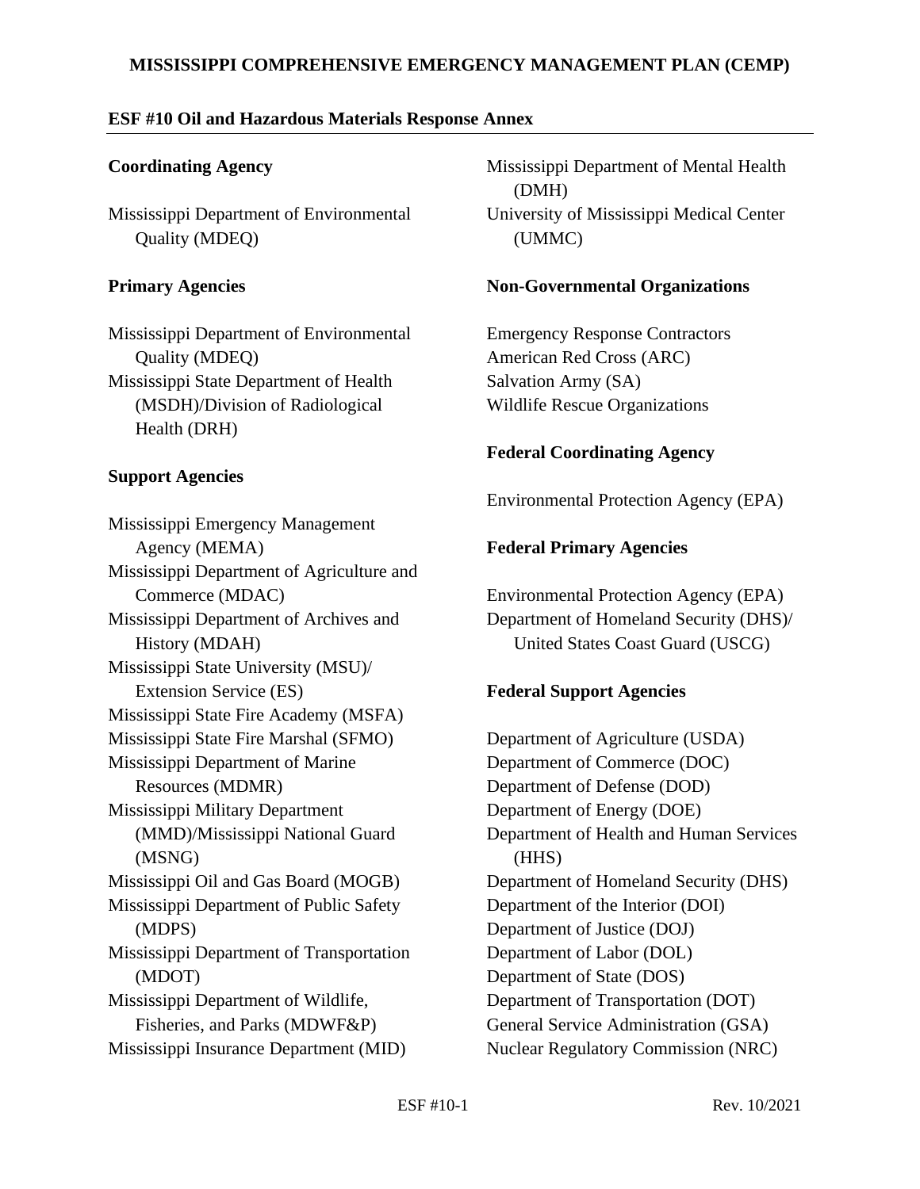# MISSISSIPPI COMPREHENSIVE EMERGENCY MANAGEMENT PLAN (CEMP)

## ESF #10 Oil and Hazardous Materials Response Annex

### Coordinating Agency

Mississippi Department of Environmental Quality (MDEQ)

### Primary Agencies

Mississippi Department of Environmental Quality (MDEQ)
Mississippi State Department of Health (MSDH)/Division of Radiological Health (DRH)

### Support Agencies

Mississippi Emergency Management Agency (MEMA)
Mississippi Department of Agriculture and Commerce (MDAC)
Mississippi Department of Archives and History (MDAH)
Mississippi State University (MSU)/ Extension Service (ES)
Mississippi State Fire Academy (MSFA)
Mississippi State Fire Marshal (SFMO)
Mississippi Department of Marine Resources (MDMR)
Mississippi Military Department (MMD)/Mississippi National Guard (MSNG)
Mississippi Oil and Gas Board (MOGB)
Mississippi Department of Public Safety (MDPS)
Mississippi Department of Transportation (MDOT)
Mississippi Department of Wildlife, Fisheries, and Parks (MDWF&P)
Mississippi Insurance Department (MID)
Mississippi Department of Mental Health (DMH)
University of Mississippi Medical Center (UMMC)

### Non-Governmental Organizations

Emergency Response Contractors
American Red Cross (ARC)
Salvation Army (SA)
Wildlife Rescue Organizations

### Federal Coordinating Agency

Environmental Protection Agency (EPA)

### Federal Primary Agencies

Environmental Protection Agency (EPA)
Department of Homeland Security (DHS)/ United States Coast Guard (USCG)

### Federal Support Agencies

Department of Agriculture (USDA)
Department of Commerce (DOC)
Department of Defense (DOD)
Department of Energy (DOE)
Department of Health and Human Services (HHS)
Department of Homeland Security (DHS)
Department of the Interior (DOI)
Department of Justice (DOJ)
Department of Labor (DOL)
Department of State (DOS)
Department of Transportation (DOT)
General Service Administration (GSA)
Nuclear Regulatory Commission (NRC)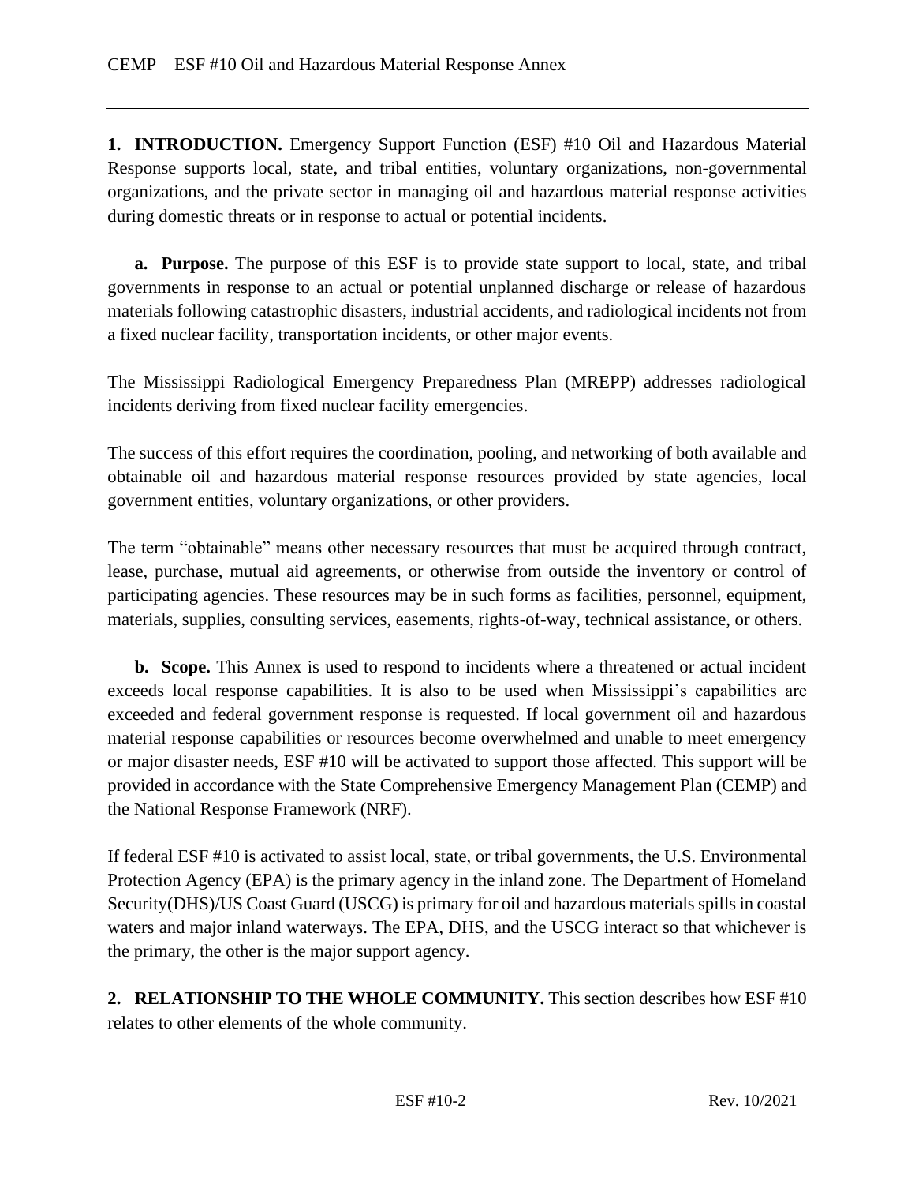**1. INTRODUCTION.** Emergency Support Function (ESF) #10 Oil and Hazardous Material Response supports local, state, and tribal entities, voluntary organizations, non-governmental organizations, and the private sector in managing oil and hazardous material response activities during domestic threats or in response to actual or potential incidents.

**a. Purpose.** The purpose of this ESF is to provide state support to local, state, and tribal governments in response to an actual or potential unplanned discharge or release of hazardous materials following catastrophic disasters, industrial accidents, and radiological incidents not from a fixed nuclear facility, transportation incidents, or other major events.

The Mississippi Radiological Emergency Preparedness Plan (MREPP) addresses radiological incidents deriving from fixed nuclear facility emergencies.

The success of this effort requires the coordination, pooling, and networking of both available and obtainable oil and hazardous material response resources provided by state agencies, local government entities, voluntary organizations, or other providers.

The term "obtainable" means other necessary resources that must be acquired through contract, lease, purchase, mutual aid agreements, or otherwise from outside the inventory or control of participating agencies. These resources may be in such forms as facilities, personnel, equipment, materials, supplies, consulting services, easements, rights-of-way, technical assistance, or others.

**b. Scope.** This Annex is used to respond to incidents where a threatened or actual incident exceeds local response capabilities. It is also to be used when Mississippi's capabilities are exceeded and federal government response is requested. If local government oil and hazardous material response capabilities or resources become overwhelmed and unable to meet emergency or major disaster needs, ESF #10 will be activated to support those affected. This support will be provided in accordance with the State Comprehensive Emergency Management Plan (CEMP) and the National Response Framework (NRF).

If federal ESF #10 is activated to assist local, state, or tribal governments, the U.S. Environmental Protection Agency (EPA) is the primary agency in the inland zone. The Department of Homeland Security(DHS)/US Coast Guard (USCG) is primary for oil and hazardous materials spills in coastal waters and major inland waterways. The EPA, DHS, and the USCG interact so that whichever is the primary, the other is the major support agency.

**2. RELATIONSHIP TO THE WHOLE COMMUNITY.** This section describes how ESF #10 relates to other elements of the whole community.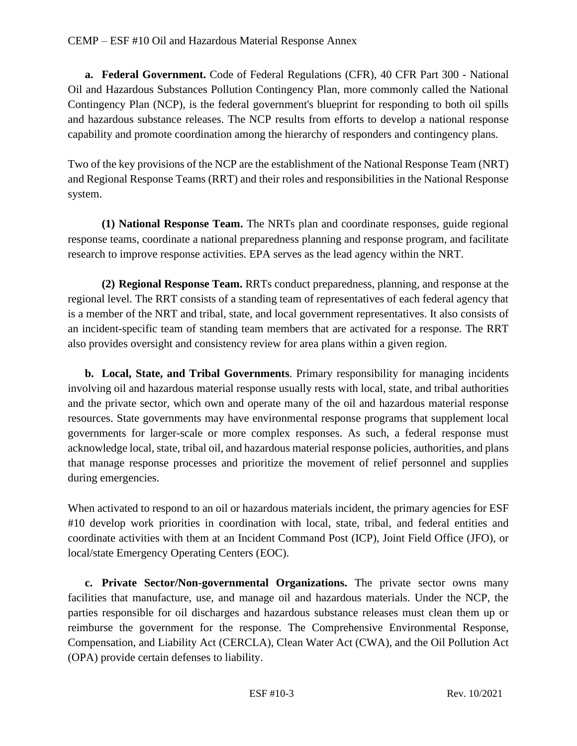**a. Federal Government.** Code of Federal Regulations (CFR), 40 CFR Part 300 - National Oil and Hazardous Substances Pollution Contingency Plan, more commonly called the National Contingency Plan (NCP), is the federal government's blueprint for responding to both oil spills and hazardous substance releases. The NCP results from efforts to develop a national response capability and promote coordination among the hierarchy of responders and contingency plans.

Two of the key provisions of the NCP are the establishment of the National Response Team (NRT) and Regional Response Teams (RRT) and their roles and responsibilities in the National Response system.

**(1) National Response Team.** The NRTs plan and coordinate responses, guide regional response teams, coordinate a national preparedness planning and response program, and facilitate research to improve response activities. EPA serves as the lead agency within the NRT.

**(2) Regional Response Team.** RRTs conduct preparedness, planning, and response at the regional level. The RRT consists of a standing team of representatives of each federal agency that is a member of the NRT and tribal, state, and local government representatives. It also consists of an incident-specific team of standing team members that are activated for a response. The RRT also provides oversight and consistency review for area plans within a given region.

**b. Local, State, and Tribal Governments**. Primary responsibility for managing incidents involving oil and hazardous material response usually rests with local, state, and tribal authorities and the private sector, which own and operate many of the oil and hazardous material response resources. State governments may have environmental response programs that supplement local governments for larger-scale or more complex responses. As such, a federal response must acknowledge local, state, tribal oil, and hazardous material response policies, authorities, and plans that manage response processes and prioritize the movement of relief personnel and supplies during emergencies.

When activated to respond to an oil or hazardous materials incident, the primary agencies for ESF #10 develop work priorities in coordination with local, state, tribal, and federal entities and coordinate activities with them at an Incident Command Post (ICP), Joint Field Office (JFO), or local/state Emergency Operating Centers (EOC).

**c. Private Sector/Non-governmental Organizations.** The private sector owns many facilities that manufacture, use, and manage oil and hazardous materials. Under the NCP, the parties responsible for oil discharges and hazardous substance releases must clean them up or reimburse the government for the response. The Comprehensive Environmental Response, Compensation, and Liability Act (CERCLA), Clean Water Act (CWA), and the Oil Pollution Act (OPA) provide certain defenses to liability.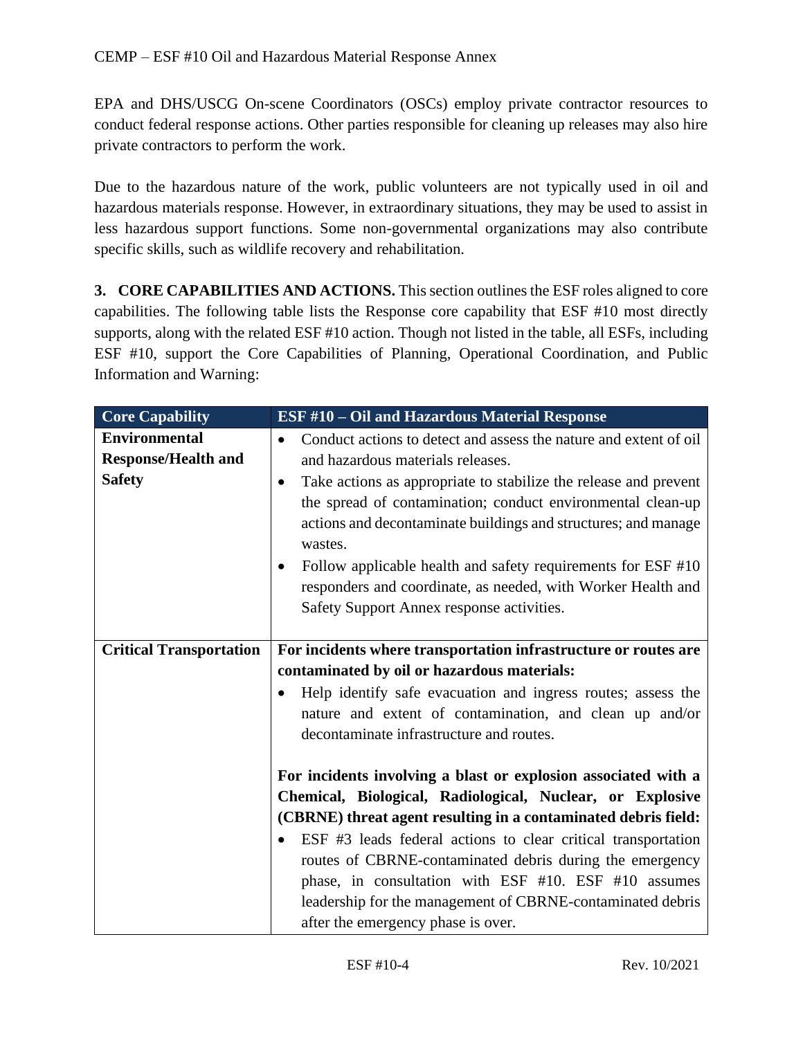EPA and DHS/USCG On-scene Coordinators (OSCs) employ private contractor resources to conduct federal response actions. Other parties responsible for cleaning up releases may also hire private contractors to perform the work.

Due to the hazardous nature of the work, public volunteers are not typically used in oil and hazardous materials response. However, in extraordinary situations, they may be used to assist in less hazardous support functions. Some non-governmental organizations may also contribute specific skills, such as wildlife recovery and rehabilitation.

**3. CORE CAPABILITIES AND ACTIONS.** This section outlines the ESF roles aligned to core capabilities. The following table lists the Response core capability that ESF #10 most directly supports, along with the related ESF #10 action. Though not listed in the table, all ESFs, including ESF #10, support the Core Capabilities of Planning, Operational Coordination, and Public Information and Warning:

| Core Capability | ESF #10 – Oil and Hazardous Material Response |
| --- | --- |
| **Environmental Response/Health and Safety** | • Conduct actions to detect and assess the nature and extent of oil and hazardous materials releases.<br>• Take actions as appropriate to stabilize the release and prevent the spread of contamination; conduct environmental clean-up actions and decontaminate buildings and structures; and manage wastes.<br>• Follow applicable health and safety requirements for ESF #10 responders and coordinate, as needed, with Worker Health and Safety Support Annex response activities. |
| **Critical Transportation** | **For incidents where transportation infrastructure or routes are contaminated by oil or hazardous materials:**<br>• Help identify safe evacuation and ingress routes; assess the nature and extent of contamination, and clean up and/or decontaminate infrastructure and routes.<br><br>**For incidents involving a blast or explosion associated with a Chemical, Biological, Radiological, Nuclear, or Explosive (CBRNE) threat agent resulting in a contaminated debris field:**<br>• ESF #3 leads federal actions to clear critical transportation routes of CBRNE-contaminated debris during the emergency phase, in consultation with ESF #10. ESF #10 assumes leadership for the management of CBRNE-contaminated debris after the emergency phase is over. |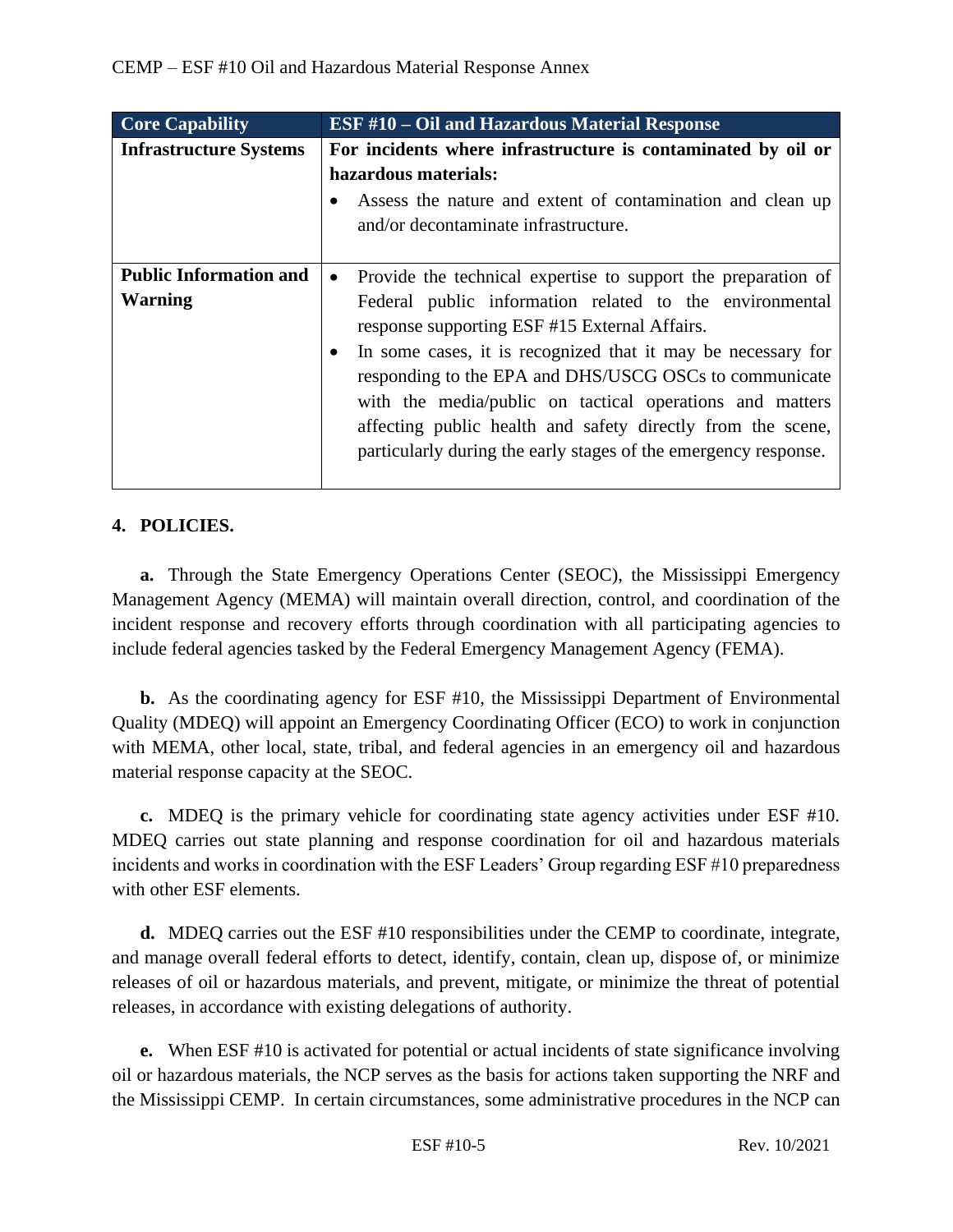| Core Capability | ESF #10 – Oil and Hazardous Material Response |
| --- | --- |
| **Infrastructure Systems** | **For incidents where infrastructure is contaminated by oil or hazardous materials:**<br>• Assess the nature and extent of contamination and clean up and/or decontaminate infrastructure. |
| **Public Information and Warning** | • Provide the technical expertise to support the preparation of Federal public information related to the environmental response supporting ESF #15 External Affairs.<br>• In some cases, it is recognized that it may be necessary for responding to the EPA and DHS/USCG OSCs to communicate with the media/public on tactical operations and matters affecting public health and safety directly from the scene, particularly during the early stages of the emergency response. |

## 4. POLICIES.

**a.** Through the State Emergency Operations Center (SEOC), the Mississippi Emergency Management Agency (MEMA) will maintain overall direction, control, and coordination of the incident response and recovery efforts through coordination with all participating agencies to include federal agencies tasked by the Federal Emergency Management Agency (FEMA).

**b.** As the coordinating agency for ESF #10, the Mississippi Department of Environmental Quality (MDEQ) will appoint an Emergency Coordinating Officer (ECO) to work in conjunction with MEMA, other local, state, tribal, and federal agencies in an emergency oil and hazardous material response capacity at the SEOC.

**c.** MDEQ is the primary vehicle for coordinating state agency activities under ESF #10. MDEQ carries out state planning and response coordination for oil and hazardous materials incidents and works in coordination with the ESF Leaders' Group regarding ESF #10 preparedness with other ESF elements.

**d.** MDEQ carries out the ESF #10 responsibilities under the CEMP to coordinate, integrate, and manage overall federal efforts to detect, identify, contain, clean up, dispose of, or minimize releases of oil or hazardous materials, and prevent, mitigate, or minimize the threat of potential releases, in accordance with existing delegations of authority.

**e.** When ESF #10 is activated for potential or actual incidents of state significance involving oil or hazardous materials, the NCP serves as the basis for actions taken supporting the NRF and the Mississippi CEMP. In certain circumstances, some administrative procedures in the NCP can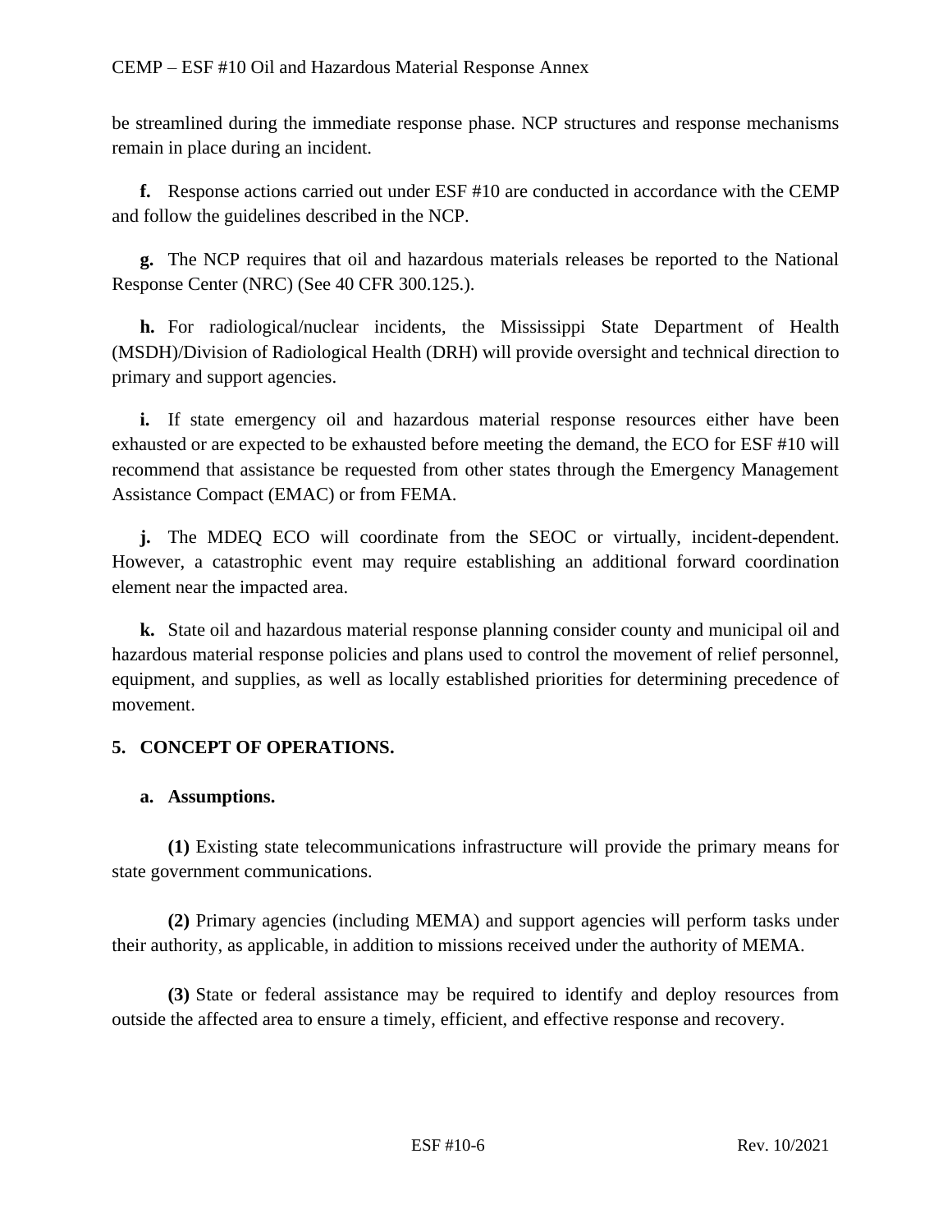be streamlined during the immediate response phase. NCP structures and response mechanisms remain in place during an incident.

**f.** Response actions carried out under ESF #10 are conducted in accordance with the CEMP and follow the guidelines described in the NCP.

**g.** The NCP requires that oil and hazardous materials releases be reported to the National Response Center (NRC) (See 40 CFR 300.125.).

**h.** For radiological/nuclear incidents, the Mississippi State Department of Health (MSDH)/Division of Radiological Health (DRH) will provide oversight and technical direction to primary and support agencies.

**i.** If state emergency oil and hazardous material response resources either have been exhausted or are expected to be exhausted before meeting the demand, the ECO for ESF #10 will recommend that assistance be requested from other states through the Emergency Management Assistance Compact (EMAC) or from FEMA.

**j.** The MDEQ ECO will coordinate from the SEOC or virtually, incident-dependent. However, a catastrophic event may require establishing an additional forward coordination element near the impacted area.

**k.** State oil and hazardous material response planning consider county and municipal oil and hazardous material response policies and plans used to control the movement of relief personnel, equipment, and supplies, as well as locally established priorities for determining precedence of movement.

## 5. CONCEPT OF OPERATIONS.

### a. Assumptions.

**(1)** Existing state telecommunications infrastructure will provide the primary means for state government communications.

**(2)** Primary agencies (including MEMA) and support agencies will perform tasks under their authority, as applicable, in addition to missions received under the authority of MEMA.

**(3)** State or federal assistance may be required to identify and deploy resources from outside the affected area to ensure a timely, efficient, and effective response and recovery.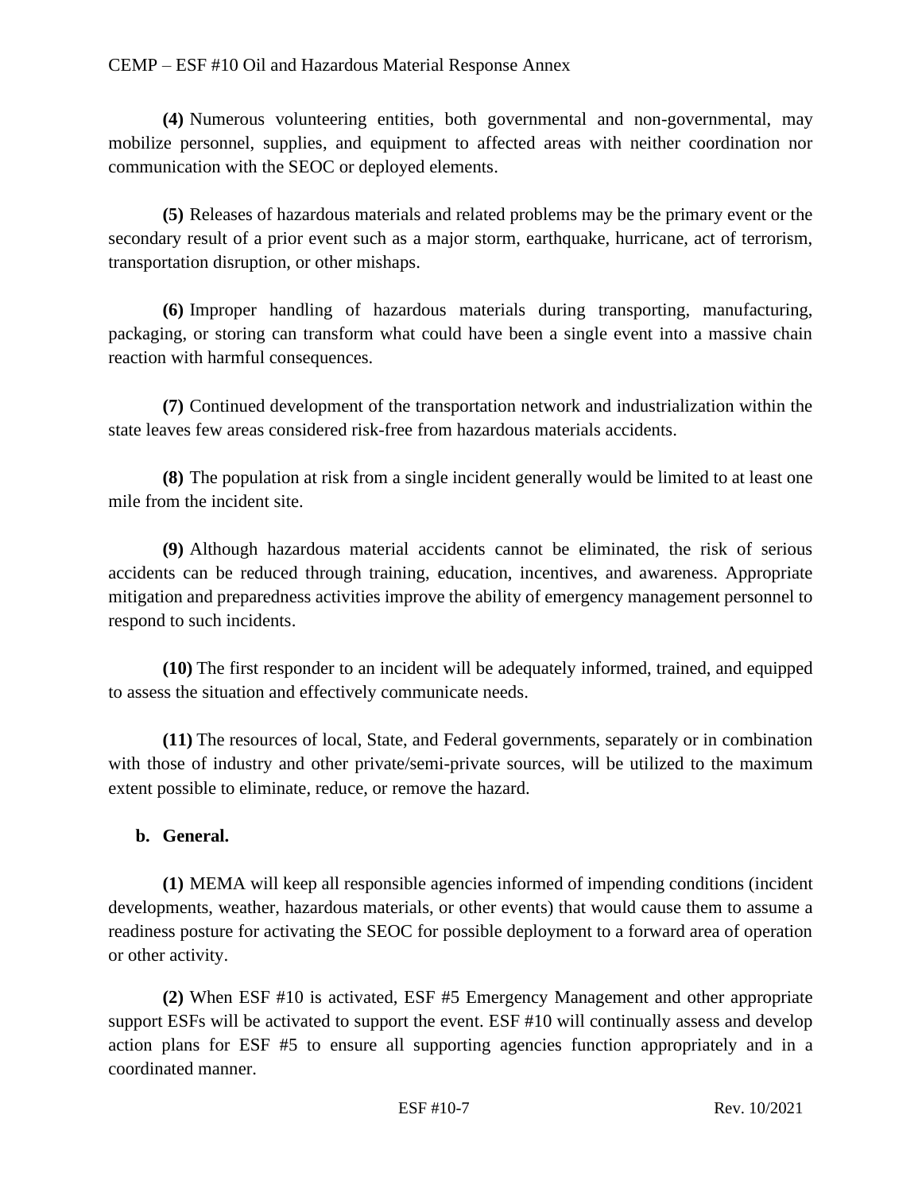**(4)** Numerous volunteering entities, both governmental and non-governmental, may mobilize personnel, supplies, and equipment to affected areas with neither coordination nor communication with the SEOC or deployed elements.

**(5)** Releases of hazardous materials and related problems may be the primary event or the secondary result of a prior event such as a major storm, earthquake, hurricane, act of terrorism, transportation disruption, or other mishaps.

**(6)** Improper handling of hazardous materials during transporting, manufacturing, packaging, or storing can transform what could have been a single event into a massive chain reaction with harmful consequences.

**(7)** Continued development of the transportation network and industrialization within the state leaves few areas considered risk-free from hazardous materials accidents.

**(8)** The population at risk from a single incident generally would be limited to at least one mile from the incident site.

**(9)** Although hazardous material accidents cannot be eliminated, the risk of serious accidents can be reduced through training, education, incentives, and awareness. Appropriate mitigation and preparedness activities improve the ability of emergency management personnel to respond to such incidents.

**(10)** The first responder to an incident will be adequately informed, trained, and equipped to assess the situation and effectively communicate needs.

**(11)** The resources of local, State, and Federal governments, separately or in combination with those of industry and other private/semi-private sources, will be utilized to the maximum extent possible to eliminate, reduce, or remove the hazard.

**b. General.**

**(1)** MEMA will keep all responsible agencies informed of impending conditions (incident developments, weather, hazardous materials, or other events) that would cause them to assume a readiness posture for activating the SEOC for possible deployment to a forward area of operation or other activity.

**(2)** When ESF #10 is activated, ESF #5 Emergency Management and other appropriate support ESFs will be activated to support the event. ESF #10 will continually assess and develop action plans for ESF #5 to ensure all supporting agencies function appropriately and in a coordinated manner.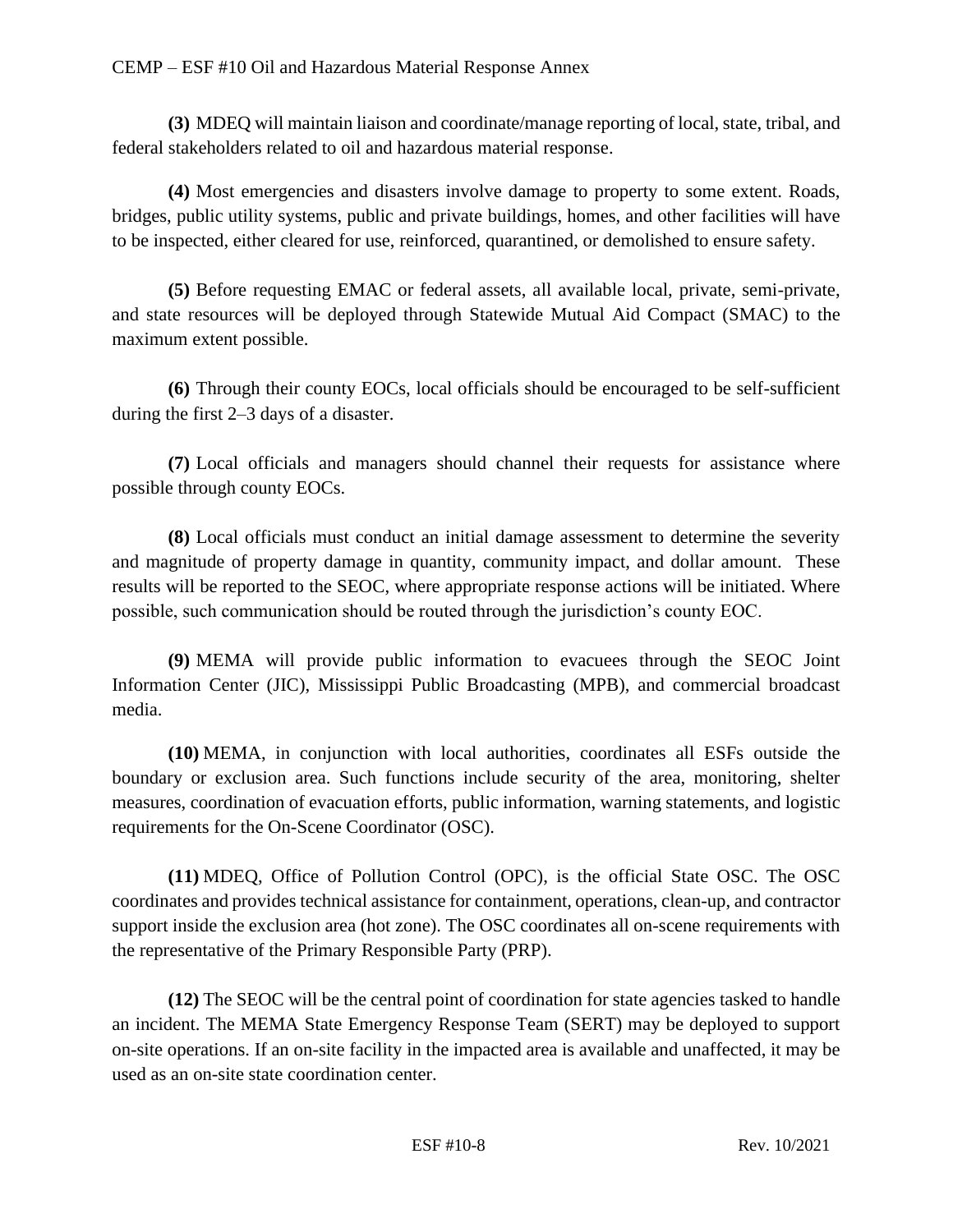**(3)** MDEQ will maintain liaison and coordinate/manage reporting of local, state, tribal, and federal stakeholders related to oil and hazardous material response.

**(4)** Most emergencies and disasters involve damage to property to some extent. Roads, bridges, public utility systems, public and private buildings, homes, and other facilities will have to be inspected, either cleared for use, reinforced, quarantined, or demolished to ensure safety.

**(5)** Before requesting EMAC or federal assets, all available local, private, semi-private, and state resources will be deployed through Statewide Mutual Aid Compact (SMAC) to the maximum extent possible.

**(6)** Through their county EOCs, local officials should be encouraged to be self-sufficient during the first 2–3 days of a disaster.

**(7)** Local officials and managers should channel their requests for assistance where possible through county EOCs.

**(8)** Local officials must conduct an initial damage assessment to determine the severity and magnitude of property damage in quantity, community impact, and dollar amount. These results will be reported to the SEOC, where appropriate response actions will be initiated. Where possible, such communication should be routed through the jurisdiction's county EOC.

**(9)** MEMA will provide public information to evacuees through the SEOC Joint Information Center (JIC), Mississippi Public Broadcasting (MPB), and commercial broadcast media.

**(10)** MEMA, in conjunction with local authorities, coordinates all ESFs outside the boundary or exclusion area. Such functions include security of the area, monitoring, shelter measures, coordination of evacuation efforts, public information, warning statements, and logistic requirements for the On-Scene Coordinator (OSC).

**(11)** MDEQ, Office of Pollution Control (OPC), is the official State OSC. The OSC coordinates and provides technical assistance for containment, operations, clean-up, and contractor support inside the exclusion area (hot zone). The OSC coordinates all on-scene requirements with the representative of the Primary Responsible Party (PRP).

**(12)** The SEOC will be the central point of coordination for state agencies tasked to handle an incident. The MEMA State Emergency Response Team (SERT) may be deployed to support on-site operations. If an on-site facility in the impacted area is available and unaffected, it may be used as an on-site state coordination center.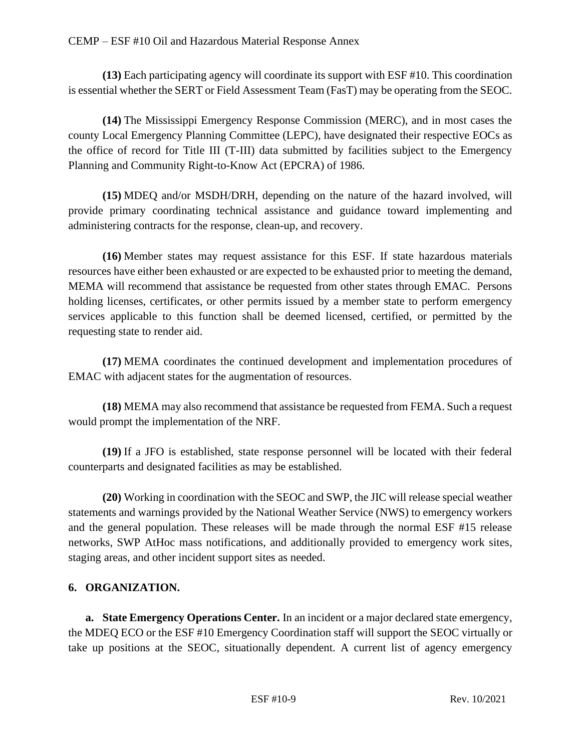**(13)** Each participating agency will coordinate its support with ESF #10. This coordination is essential whether the SERT or Field Assessment Team (FasT) may be operating from the SEOC.

**(14)** The Mississippi Emergency Response Commission (MERC), and in most cases the county Local Emergency Planning Committee (LEPC), have designated their respective EOCs as the office of record for Title III (T-III) data submitted by facilities subject to the Emergency Planning and Community Right-to-Know Act (EPCRA) of 1986.

**(15)** MDEQ and/or MSDH/DRH, depending on the nature of the hazard involved, will provide primary coordinating technical assistance and guidance toward implementing and administering contracts for the response, clean-up, and recovery.

**(16)** Member states may request assistance for this ESF. If state hazardous materials resources have either been exhausted or are expected to be exhausted prior to meeting the demand, MEMA will recommend that assistance be requested from other states through EMAC. Persons holding licenses, certificates, or other permits issued by a member state to perform emergency services applicable to this function shall be deemed licensed, certified, or permitted by the requesting state to render aid.

**(17)** MEMA coordinates the continued development and implementation procedures of EMAC with adjacent states for the augmentation of resources.

**(18)** MEMA may also recommend that assistance be requested from FEMA. Such a request would prompt the implementation of the NRF.

**(19)** If a JFO is established, state response personnel will be located with their federal counterparts and designated facilities as may be established.

**(20)** Working in coordination with the SEOC and SWP, the JIC will release special weather statements and warnings provided by the National Weather Service (NWS) to emergency workers and the general population. These releases will be made through the normal ESF #15 release networks, SWP AtHoc mass notifications, and additionally provided to emergency work sites, staging areas, and other incident support sites as needed.

## 6. ORGANIZATION.

**a. State Emergency Operations Center.** In an incident or a major declared state emergency, the MDEQ ECO or the ESF #10 Emergency Coordination staff will support the SEOC virtually or take up positions at the SEOC, situationally dependent. A current list of agency emergency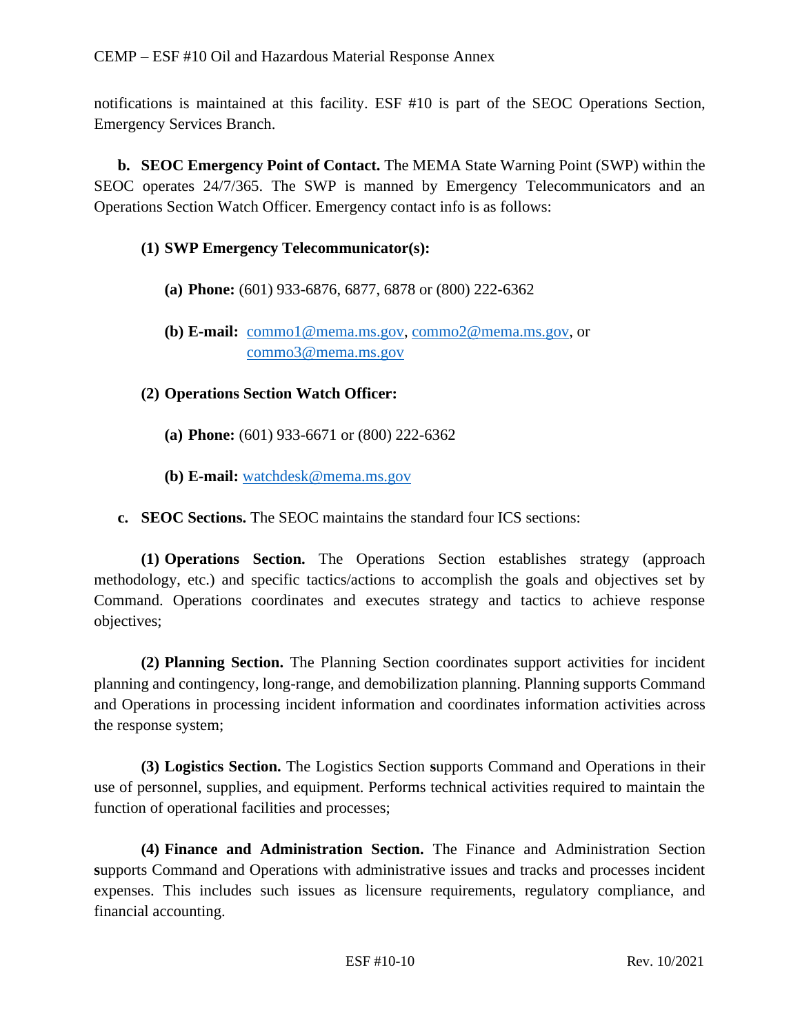notifications is maintained at this facility. ESF #10 is part of the SEOC Operations Section, Emergency Services Branch.

**b. SEOC Emergency Point of Contact.** The MEMA State Warning Point (SWP) within the SEOC operates 24/7/365. The SWP is manned by Emergency Telecommunicators and an Operations Section Watch Officer. Emergency contact info is as follows:

**(1) SWP Emergency Telecommunicator(s):**

**(a) Phone:** (601) 933-6876, 6877, 6878 or (800) 222-6362

**(b) E-mail:** commo1@mema.ms.gov, commo2@mema.ms.gov, or commo3@mema.ms.gov

**(2) Operations Section Watch Officer:**

**(a) Phone:** (601) 933-6671 or (800) 222-6362

**(b) E-mail:** watchdesk@mema.ms.gov

**c. SEOC Sections.** The SEOC maintains the standard four ICS sections:

**(1) Operations Section.** The Operations Section establishes strategy (approach methodology, etc.) and specific tactics/actions to accomplish the goals and objectives set by Command. Operations coordinates and executes strategy and tactics to achieve response objectives;

**(2) Planning Section.** The Planning Section coordinates support activities for incident planning and contingency, long-range, and demobilization planning. Planning supports Command and Operations in processing incident information and coordinates information activities across the response system;

**(3) Logistics Section.** The Logistics Section supports Command and Operations in their use of personnel, supplies, and equipment. Performs technical activities required to maintain the function of operational facilities and processes;

**(4) Finance and Administration Section.** The Finance and Administration Section supports Command and Operations with administrative issues and tracks and processes incident expenses. This includes such issues as licensure requirements, regulatory compliance, and financial accounting.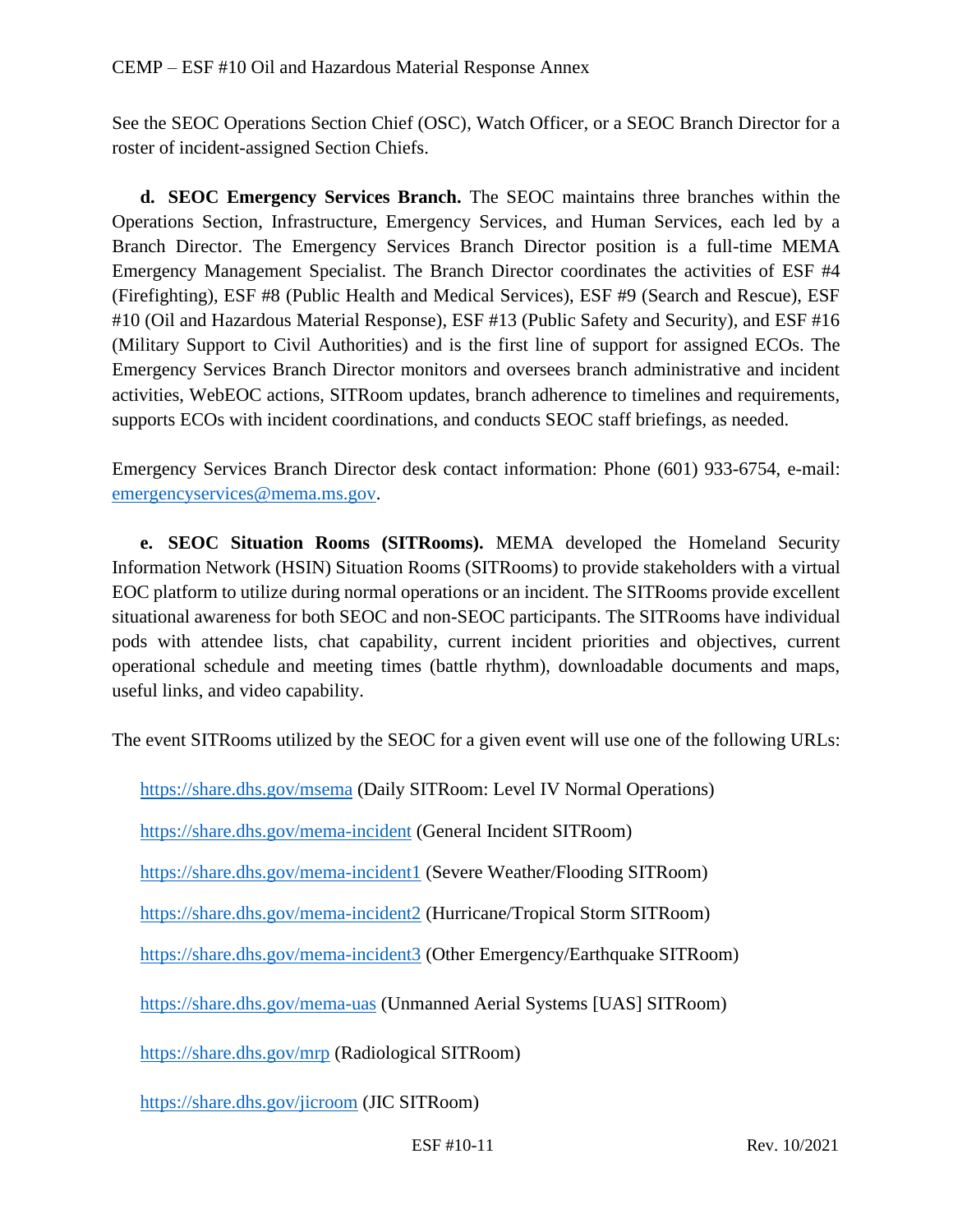See the SEOC Operations Section Chief (OSC), Watch Officer, or a SEOC Branch Director for a roster of incident-assigned Section Chiefs.

**d. SEOC Emergency Services Branch.** The SEOC maintains three branches within the Operations Section, Infrastructure, Emergency Services, and Human Services, each led by a Branch Director. The Emergency Services Branch Director position is a full-time MEMA Emergency Management Specialist. The Branch Director coordinates the activities of ESF #4 (Firefighting), ESF #8 (Public Health and Medical Services), ESF #9 (Search and Rescue), ESF #10 (Oil and Hazardous Material Response), ESF #13 (Public Safety and Security), and ESF #16 (Military Support to Civil Authorities) and is the first line of support for assigned ECOs. The Emergency Services Branch Director monitors and oversees branch administrative and incident activities, WebEOC actions, SITRoom updates, branch adherence to timelines and requirements, supports ECOs with incident coordinations, and conducts SEOC staff briefings, as needed.

Emergency Services Branch Director desk contact information: Phone (601) 933-6754, e-mail: emergencyservices@mema.ms.gov.

**e. SEOC Situation Rooms (SITRooms).** MEMA developed the Homeland Security Information Network (HSIN) Situation Rooms (SITRooms) to provide stakeholders with a virtual EOC platform to utilize during normal operations or an incident. The SITRooms provide excellent situational awareness for both SEOC and non-SEOC participants. The SITRooms have individual pods with attendee lists, chat capability, current incident priorities and objectives, current operational schedule and meeting times (battle rhythm), downloadable documents and maps, useful links, and video capability.

The event SITRooms utilized by the SEOC for a given event will use one of the following URLs:

https://share.dhs.gov/msema (Daily SITRoom: Level IV Normal Operations)

https://share.dhs.gov/mema-incident (General Incident SITRoom)

https://share.dhs.gov/mema-incident1 (Severe Weather/Flooding SITRoom)

https://share.dhs.gov/mema-incident2 (Hurricane/Tropical Storm SITRoom)

https://share.dhs.gov/mema-incident3 (Other Emergency/Earthquake SITRoom)

https://share.dhs.gov/mema-uas (Unmanned Aerial Systems [UAS] SITRoom)

https://share.dhs.gov/mrp (Radiological SITRoom)

https://share.dhs.gov/jicroom (JIC SITRoom)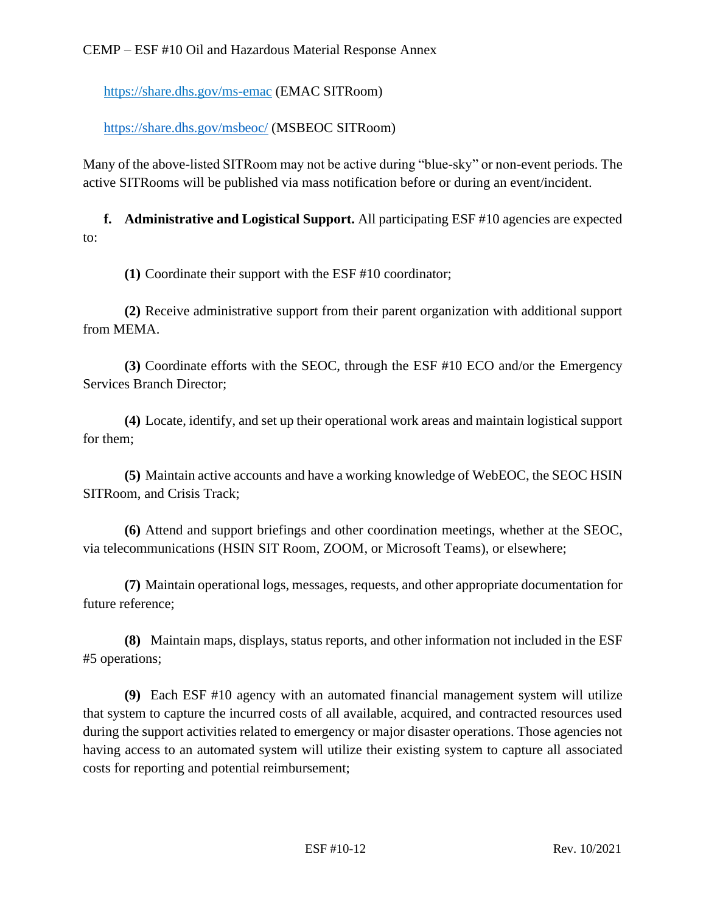https://share.dhs.gov/ms-emac (EMAC SITRoom)

https://share.dhs.gov/msbeoc/ (MSBEOC SITRoom)

Many of the above-listed SITRoom may not be active during "blue-sky" or non-event periods. The active SITRooms will be published via mass notification before or during an event/incident.

**f. Administrative and Logistical Support.** All participating ESF #10 agencies are expected to:

**(1)** Coordinate their support with the ESF #10 coordinator;

**(2)** Receive administrative support from their parent organization with additional support from MEMA.

**(3)** Coordinate efforts with the SEOC, through the ESF #10 ECO and/or the Emergency Services Branch Director;

**(4)** Locate, identify, and set up their operational work areas and maintain logistical support for them;

**(5)** Maintain active accounts and have a working knowledge of WebEOC, the SEOC HSIN SITRoom, and Crisis Track;

**(6)** Attend and support briefings and other coordination meetings, whether at the SEOC, via telecommunications (HSIN SIT Room, ZOOM, or Microsoft Teams), or elsewhere;

**(7)** Maintain operational logs, messages, requests, and other appropriate documentation for future reference;

**(8)** Maintain maps, displays, status reports, and other information not included in the ESF #5 operations;

**(9)** Each ESF #10 agency with an automated financial management system will utilize that system to capture the incurred costs of all available, acquired, and contracted resources used during the support activities related to emergency or major disaster operations. Those agencies not having access to an automated system will utilize their existing system to capture all associated costs for reporting and potential reimbursement;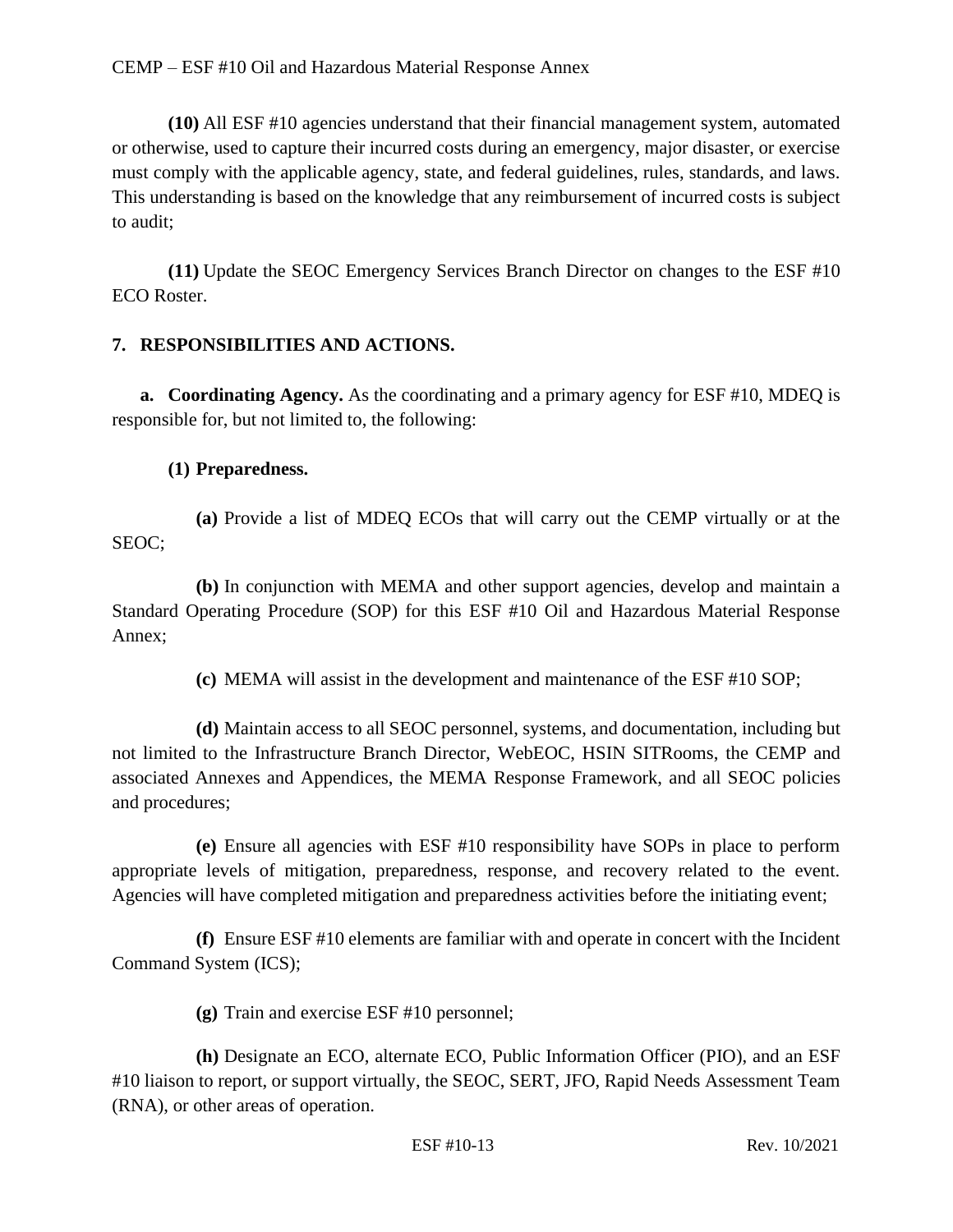**(10)** All ESF #10 agencies understand that their financial management system, automated or otherwise, used to capture their incurred costs during an emergency, major disaster, or exercise must comply with the applicable agency, state, and federal guidelines, rules, standards, and laws. This understanding is based on the knowledge that any reimbursement of incurred costs is subject to audit;

**(11)** Update the SEOC Emergency Services Branch Director on changes to the ESF #10 ECO Roster.

## 7. RESPONSIBILITIES AND ACTIONS.

**a. Coordinating Agency.** As the coordinating and a primary agency for ESF #10, MDEQ is responsible for, but not limited to, the following:

**(1) Preparedness.**

**(a)** Provide a list of MDEQ ECOs that will carry out the CEMP virtually or at the SEOC;

**(b)** In conjunction with MEMA and other support agencies, develop and maintain a Standard Operating Procedure (SOP) for this ESF #10 Oil and Hazardous Material Response Annex;

**(c)** MEMA will assist in the development and maintenance of the ESF #10 SOP;

**(d)** Maintain access to all SEOC personnel, systems, and documentation, including but not limited to the Infrastructure Branch Director, WebEOC, HSIN SITRooms, the CEMP and associated Annexes and Appendices, the MEMA Response Framework, and all SEOC policies and procedures;

**(e)** Ensure all agencies with ESF #10 responsibility have SOPs in place to perform appropriate levels of mitigation, preparedness, response, and recovery related to the event. Agencies will have completed mitigation and preparedness activities before the initiating event;

**(f)** Ensure ESF #10 elements are familiar with and operate in concert with the Incident Command System (ICS);

**(g)** Train and exercise ESF #10 personnel;

**(h)** Designate an ECO, alternate ECO, Public Information Officer (PIO), and an ESF #10 liaison to report, or support virtually, the SEOC, SERT, JFO, Rapid Needs Assessment Team (RNA), or other areas of operation.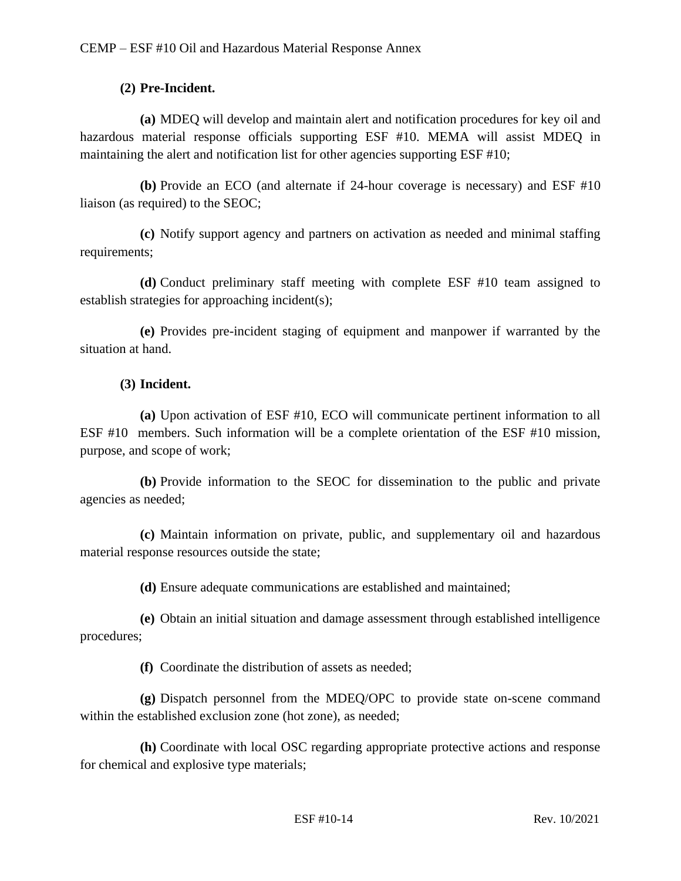**(2) Pre-Incident.**

**(a)** MDEQ will develop and maintain alert and notification procedures for key oil and hazardous material response officials supporting ESF #10. MEMA will assist MDEQ in maintaining the alert and notification list for other agencies supporting ESF #10;

**(b)** Provide an ECO (and alternate if 24-hour coverage is necessary) and ESF #10 liaison (as required) to the SEOC;

**(c)** Notify support agency and partners on activation as needed and minimal staffing requirements;

**(d)** Conduct preliminary staff meeting with complete ESF #10 team assigned to establish strategies for approaching incident(s);

**(e)** Provides pre-incident staging of equipment and manpower if warranted by the situation at hand.

**(3) Incident.**

**(a)** Upon activation of ESF #10, ECO will communicate pertinent information to all ESF #10 members. Such information will be a complete orientation of the ESF #10 mission, purpose, and scope of work;

**(b)** Provide information to the SEOC for dissemination to the public and private agencies as needed;

**(c)** Maintain information on private, public, and supplementary oil and hazardous material response resources outside the state;

**(d)** Ensure adequate communications are established and maintained;

**(e)** Obtain an initial situation and damage assessment through established intelligence procedures;

**(f)** Coordinate the distribution of assets as needed;

**(g)** Dispatch personnel from the MDEQ/OPC to provide state on-scene command within the established exclusion zone (hot zone), as needed;

**(h)** Coordinate with local OSC regarding appropriate protective actions and response for chemical and explosive type materials;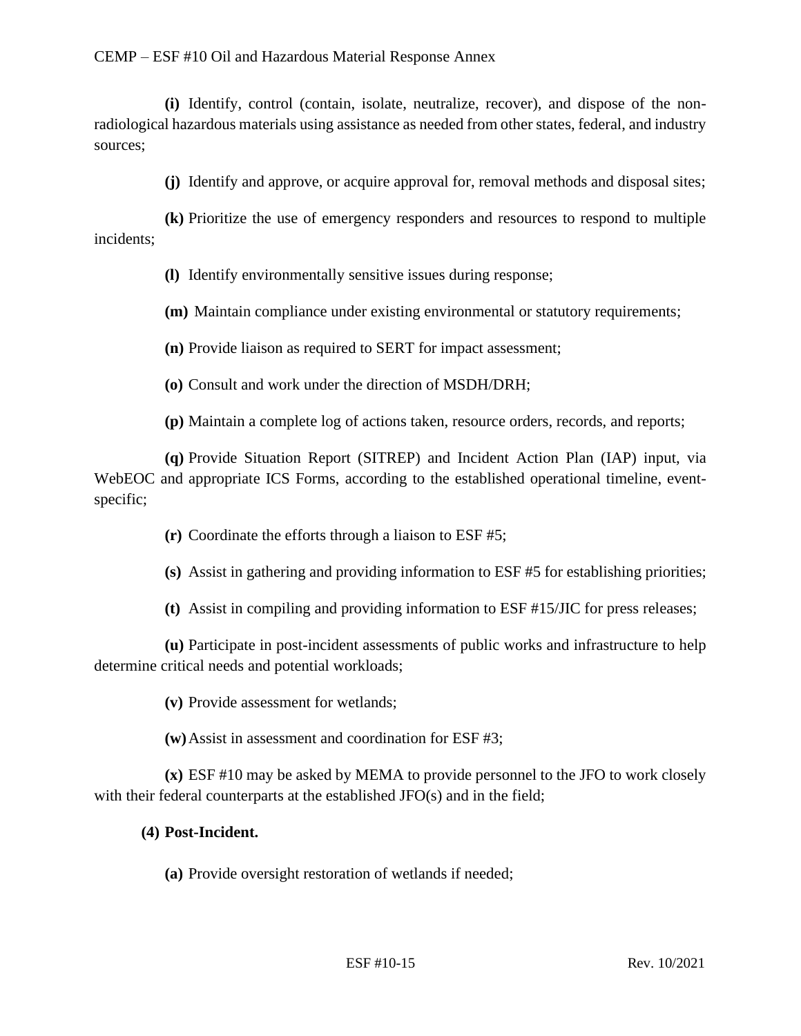**(i)** Identify, control (contain, isolate, neutralize, recover), and dispose of the non-radiological hazardous materials using assistance as needed from other states, federal, and industry sources;

**(j)** Identify and approve, or acquire approval for, removal methods and disposal sites;

**(k)** Prioritize the use of emergency responders and resources to respond to multiple incidents;

**(l)** Identify environmentally sensitive issues during response;

**(m)** Maintain compliance under existing environmental or statutory requirements;

**(n)** Provide liaison as required to SERT for impact assessment;

**(o)** Consult and work under the direction of MSDH/DRH;

**(p)** Maintain a complete log of actions taken, resource orders, records, and reports;

**(q)** Provide Situation Report (SITREP) and Incident Action Plan (IAP) input, via WebEOC and appropriate ICS Forms, according to the established operational timeline, event-specific;

**(r)** Coordinate the efforts through a liaison to ESF #5;

**(s)** Assist in gathering and providing information to ESF #5 for establishing priorities;

**(t)** Assist in compiling and providing information to ESF #15/JIC for press releases;

**(u)** Participate in post-incident assessments of public works and infrastructure to help determine critical needs and potential workloads;

**(v)** Provide assessment for wetlands;

**(w)** Assist in assessment and coordination for ESF #3;

**(x)** ESF #10 may be asked by MEMA to provide personnel to the JFO to work closely with their federal counterparts at the established JFO(s) and in the field;

**(4) Post-Incident.**

**(a)** Provide oversight restoration of wetlands if needed;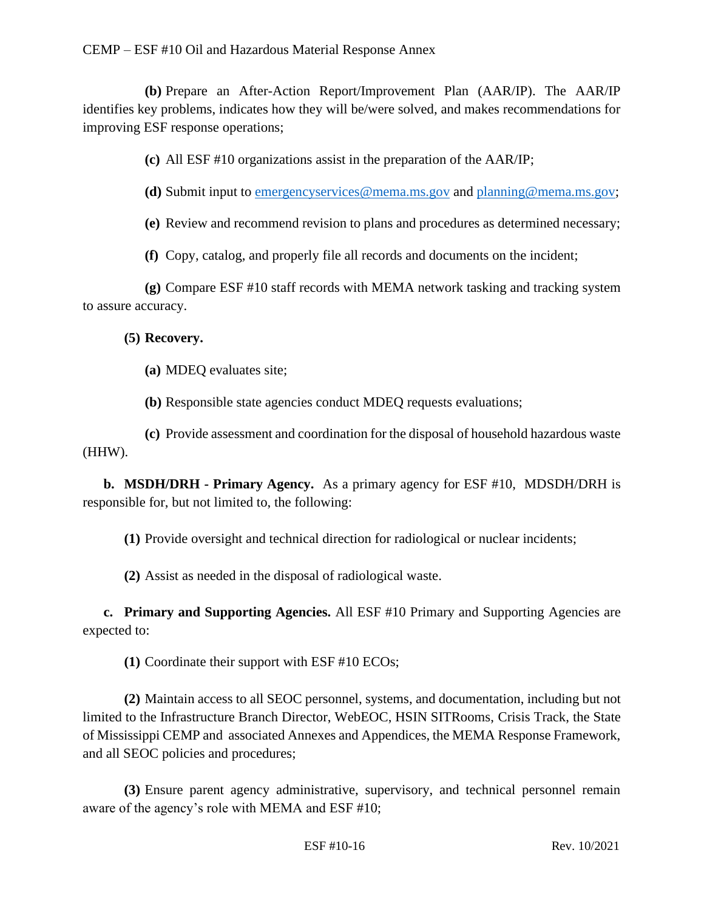**(b)** Prepare an After-Action Report/Improvement Plan (AAR/IP). The AAR/IP identifies key problems, indicates how they will be/were solved, and makes recommendations for improving ESF response operations;

**(c)** All ESF #10 organizations assist in the preparation of the AAR/IP;

**(d)** Submit input to emergencyservices@mema.ms.gov and planning@mema.ms.gov;

**(e)** Review and recommend revision to plans and procedures as determined necessary;

**(f)** Copy, catalog, and properly file all records and documents on the incident;

**(g)** Compare ESF #10 staff records with MEMA network tasking and tracking system to assure accuracy.

**(5) Recovery.**

**(a)** MDEQ evaluates site;

**(b)** Responsible state agencies conduct MDEQ requests evaluations;

**(c)** Provide assessment and coordination for the disposal of household hazardous waste (HHW).

**b. MSDH/DRH - Primary Agency.** As a primary agency for ESF #10, MDSDH/DRH is responsible for, but not limited to, the following:

**(1)** Provide oversight and technical direction for radiological or nuclear incidents;

**(2)** Assist as needed in the disposal of radiological waste.

**c. Primary and Supporting Agencies.** All ESF #10 Primary and Supporting Agencies are expected to:

**(1)** Coordinate their support with ESF #10 ECOs;

**(2)** Maintain access to all SEOC personnel, systems, and documentation, including but not limited to the Infrastructure Branch Director, WebEOC, HSIN SITRooms, Crisis Track, the State of Mississippi CEMP and associated Annexes and Appendices, the MEMA Response Framework, and all SEOC policies and procedures;

**(3)** Ensure parent agency administrative, supervisory, and technical personnel remain aware of the agency's role with MEMA and ESF #10;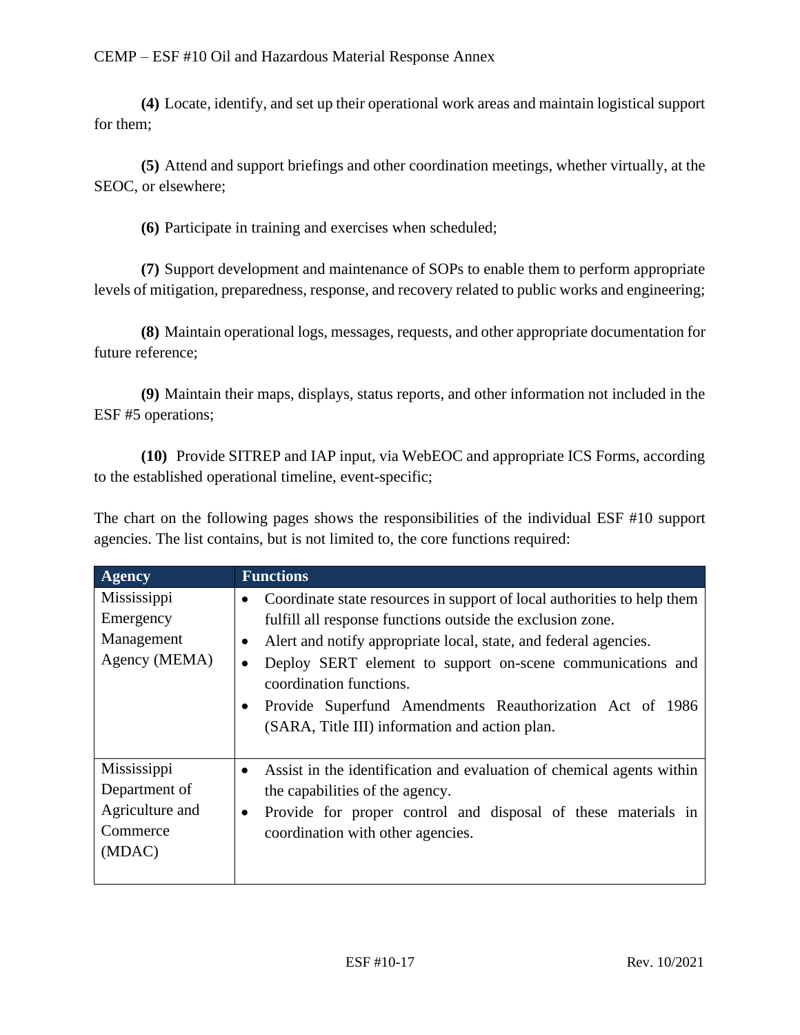**(4)** Locate, identify, and set up their operational work areas and maintain logistical support for them;

**(5)** Attend and support briefings and other coordination meetings, whether virtually, at the SEOC, or elsewhere;

**(6)** Participate in training and exercises when scheduled;

**(7)** Support development and maintenance of SOPs to enable them to perform appropriate levels of mitigation, preparedness, response, and recovery related to public works and engineering;

**(8)** Maintain operational logs, messages, requests, and other appropriate documentation for future reference;

**(9)** Maintain their maps, displays, status reports, and other information not included in the ESF #5 operations;

**(10)** Provide SITREP and IAP input, via WebEOC and appropriate ICS Forms, according to the established operational timeline, event-specific;

The chart on the following pages shows the responsibilities of the individual ESF #10 support agencies. The list contains, but is not limited to, the core functions required:

| Agency | Functions |
|---|---|
| Mississippi Emergency Management Agency (MEMA) | • Coordinate state resources in support of local authorities to help them fulfill all response functions outside the exclusion zone.<br>• Alert and notify appropriate local, state, and federal agencies.<br>• Deploy SERT element to support on-scene communications and coordination functions.<br>• Provide Superfund Amendments Reauthorization Act of 1986 (SARA, Title III) information and action plan. |
| Mississippi Department of Agriculture and Commerce (MDAC) | • Assist in the identification and evaluation of chemical agents within the capabilities of the agency.<br>• Provide for proper control and disposal of these materials in coordination with other agencies. |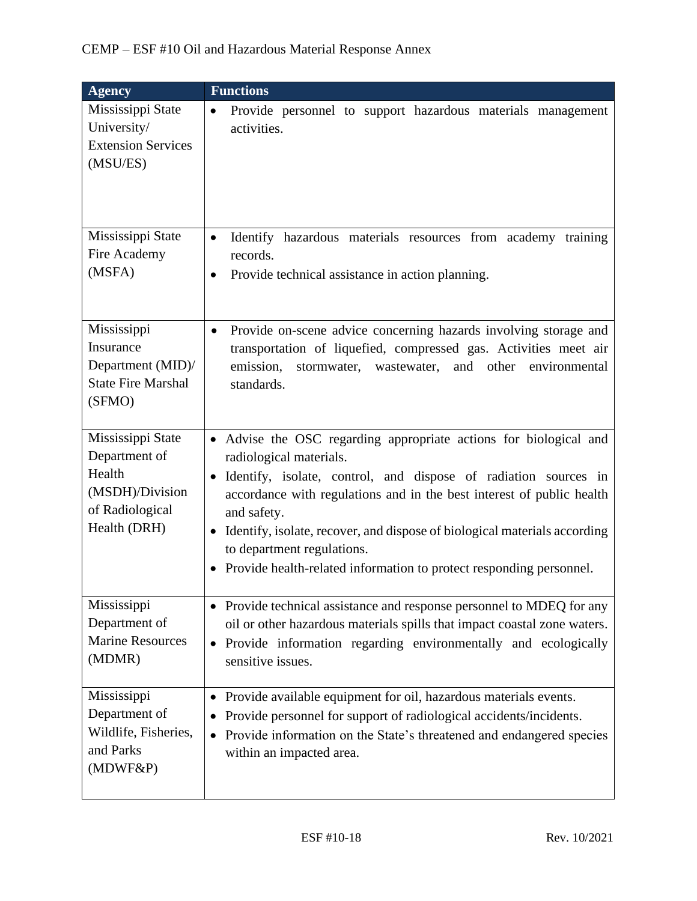| Agency | Functions |
|---|---|
| Mississippi State University/ Extension Services (MSU/ES) | • Provide personnel to support hazardous materials management activities. |
| Mississippi State Fire Academy (MSFA) | • Identify hazardous materials resources from academy training records.<br>• Provide technical assistance in action planning. |
| Mississippi Insurance Department (MID)/ State Fire Marshal (SFMO) | • Provide on-scene advice concerning hazards involving storage and transportation of liquefied, compressed gas. Activities meet air emission, stormwater, wastewater, and other environmental standards. |
| Mississippi State Department of Health (MSDH)/Division of Radiological Health (DRH) | • Advise the OSC regarding appropriate actions for biological and radiological materials.<br>• Identify, isolate, control, and dispose of radiation sources in accordance with regulations and in the best interest of public health and safety.<br>• Identify, isolate, recover, and dispose of biological materials according to department regulations.<br>• Provide health-related information to protect responding personnel. |
| Mississippi Department of Marine Resources (MDMR) | • Provide technical assistance and response personnel to MDEQ for any oil or other hazardous materials spills that impact coastal zone waters.<br>• Provide information regarding environmentally and ecologically sensitive issues. |
| Mississippi Department of Wildlife, Fisheries, and Parks (MDWF&P) | • Provide available equipment for oil, hazardous materials events.<br>• Provide personnel for support of radiological accidents/incidents.<br>• Provide information on the State's threatened and endangered species within an impacted area. |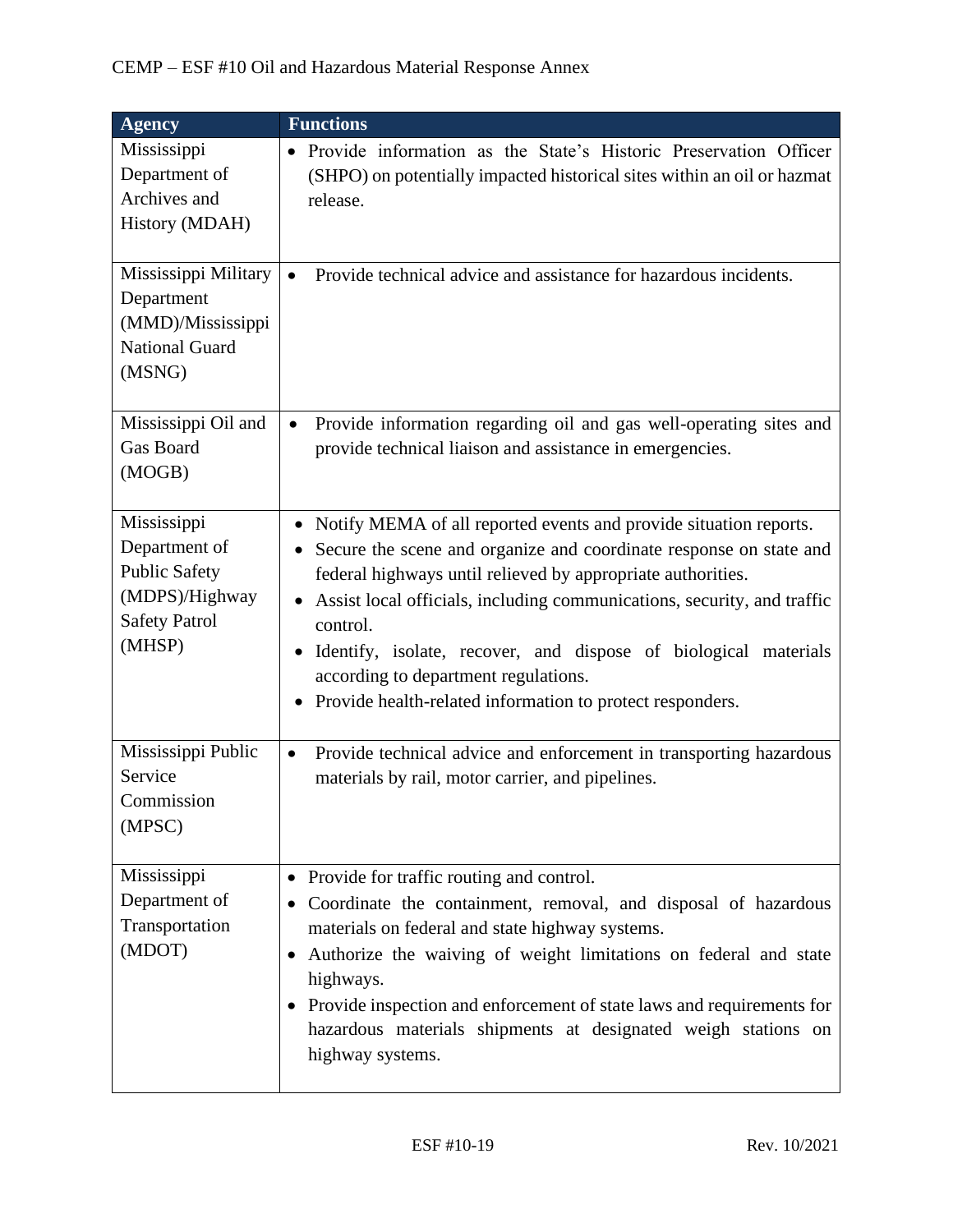| Agency | Functions |
| --- | --- |
| Mississippi Department of Archives and History (MDAH) | • Provide information as the State's Historic Preservation Officer (SHPO) on potentially impacted historical sites within an oil or hazmat release. |
| Mississippi Military Department (MMD)/Mississippi National Guard (MSNG) | • Provide technical advice and assistance for hazardous incidents. |
| Mississippi Oil and Gas Board (MOGB) | • Provide information regarding oil and gas well-operating sites and provide technical liaison and assistance in emergencies. |
| Mississippi Department of Public Safety (MDPS)/Highway Safety Patrol (MHSP) | • Notify MEMA of all reported events and provide situation reports.<br>• Secure the scene and organize and coordinate response on state and federal highways until relieved by appropriate authorities.<br>• Assist local officials, including communications, security, and traffic control.<br>• Identify, isolate, recover, and dispose of biological materials according to department regulations.<br>• Provide health-related information to protect responders. |
| Mississippi Public Service Commission (MPSC) | • Provide technical advice and enforcement in transporting hazardous materials by rail, motor carrier, and pipelines. |
| Mississippi Department of Transportation (MDOT) | • Provide for traffic routing and control.<br>• Coordinate the containment, removal, and disposal of hazardous materials on federal and state highway systems.<br>• Authorize the waiving of weight limitations on federal and state highways.<br>• Provide inspection and enforcement of state laws and requirements for hazardous materials shipments at designated weigh stations on highway systems. |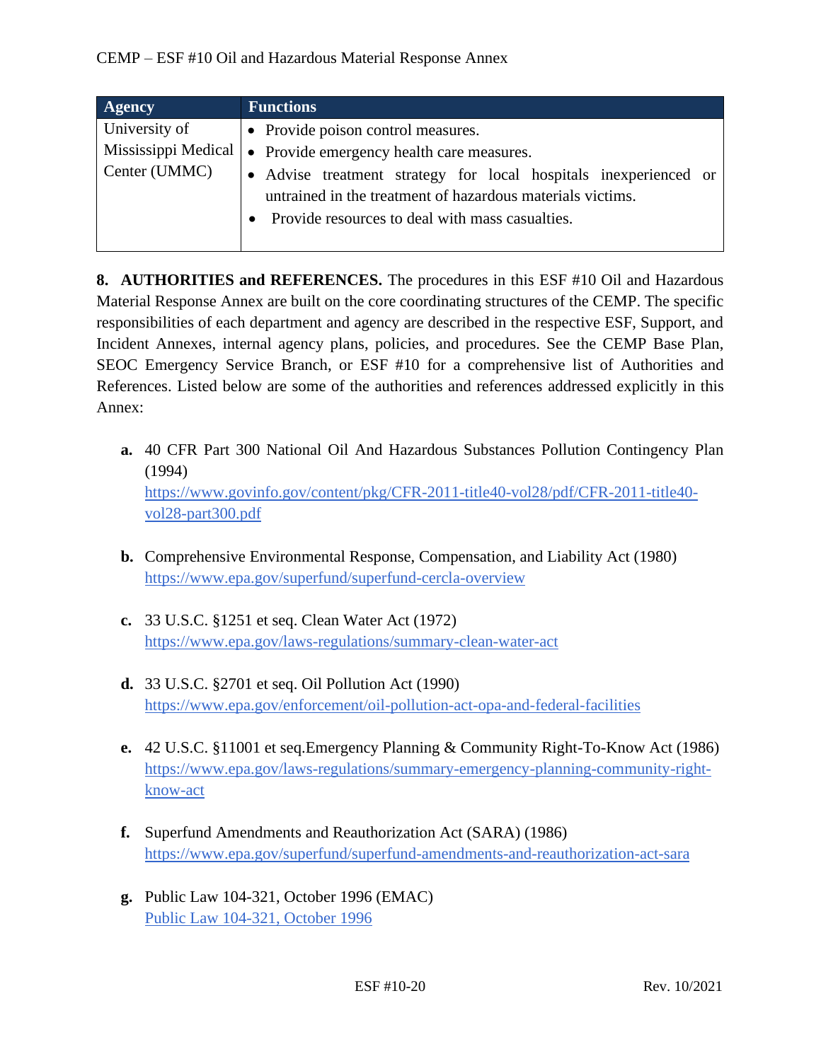| Agency | Functions |
|---|---|
| University of Mississippi Medical Center (UMMC) | • Provide poison control measures.<br>• Provide emergency health care measures.<br>• Advise treatment strategy for local hospitals inexperienced or untrained in the treatment of hazardous materials victims.<br>• Provide resources to deal with mass casualties. |

**8. AUTHORITIES and REFERENCES.** The procedures in this ESF #10 Oil and Hazardous Material Response Annex are built on the core coordinating structures of the CEMP. The specific responsibilities of each department and agency are described in the respective ESF, Support, and Incident Annexes, internal agency plans, policies, and procedures. See the CEMP Base Plan, SEOC Emergency Service Branch, or ESF #10 for a comprehensive list of Authorities and References. Listed below are some of the authorities and references addressed explicitly in this Annex:

**a.** 40 CFR Part 300 National Oil And Hazardous Substances Pollution Contingency Plan (1994)
https://www.govinfo.gov/content/pkg/CFR-2011-title40-vol28/pdf/CFR-2011-title40-vol28-part300.pdf

**b.** Comprehensive Environmental Response, Compensation, and Liability Act (1980)
https://www.epa.gov/superfund/superfund-cercla-overview

**c.** 33 U.S.C. §1251 et seq. Clean Water Act (1972)
https://www.epa.gov/laws-regulations/summary-clean-water-act

**d.** 33 U.S.C. §2701 et seq. Oil Pollution Act (1990)
https://www.epa.gov/enforcement/oil-pollution-act-opa-and-federal-facilities

**e.** 42 U.S.C. §11001 et seq.Emergency Planning & Community Right-To-Know Act (1986)
https://www.epa.gov/laws-regulations/summary-emergency-planning-community-right-know-act

**f.** Superfund Amendments and Reauthorization Act (SARA) (1986)
https://www.epa.gov/superfund/superfund-amendments-and-reauthorization-act-sara

**g.** Public Law 104-321, October 1996 (EMAC)
Public Law 104-321, October 1996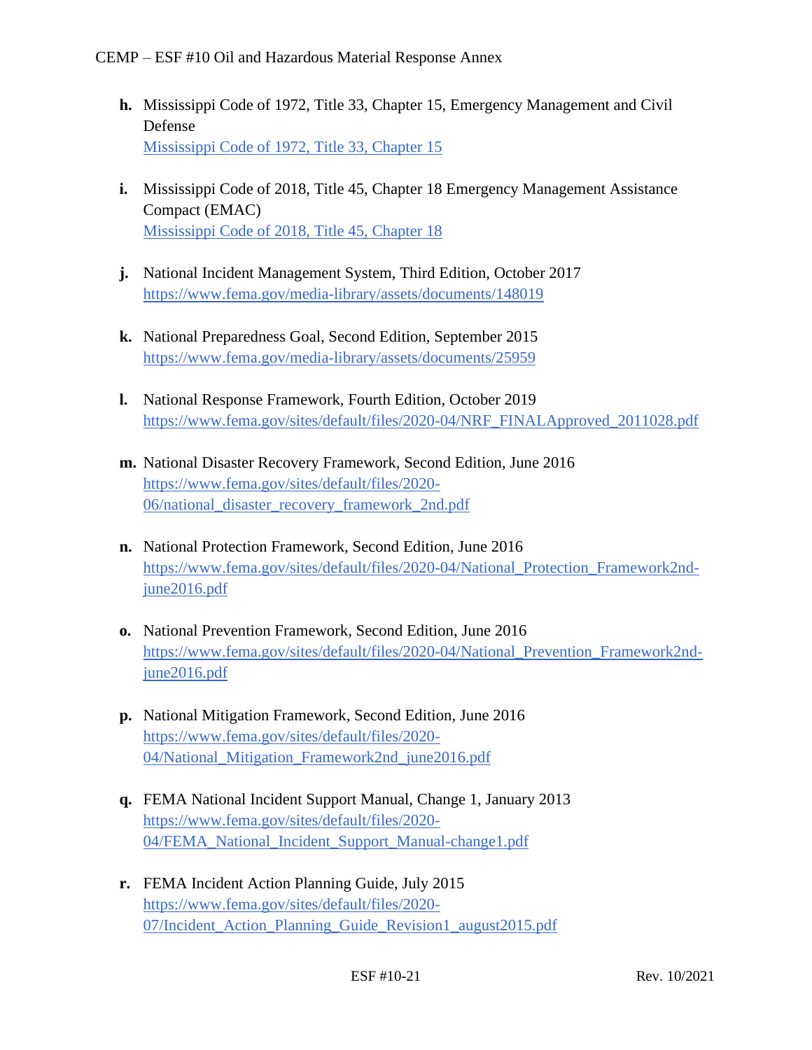h. Mississippi Code of 1972, Title 33, Chapter 15, Emergency Management and Civil Defense
   Mississippi Code of 1972, Title 33, Chapter 15

i. Mississippi Code of 2018, Title 45, Chapter 18 Emergency Management Assistance Compact (EMAC)
   Mississippi Code of 2018, Title 45, Chapter 18

j. National Incident Management System, Third Edition, October 2017
   https://www.fema.gov/media-library/assets/documents/148019

k. National Preparedness Goal, Second Edition, September 2015
   https://www.fema.gov/media-library/assets/documents/25959

l. National Response Framework, Fourth Edition, October 2019
   https://www.fema.gov/sites/default/files/2020-04/NRF_FINALApproved_2011028.pdf

m. National Disaster Recovery Framework, Second Edition, June 2016
   https://www.fema.gov/sites/default/files/2020-06/national_disaster_recovery_framework_2nd.pdf

n. National Protection Framework, Second Edition, June 2016
   https://www.fema.gov/sites/default/files/2020-04/National_Protection_Framework2nd-june2016.pdf

o. National Prevention Framework, Second Edition, June 2016
   https://www.fema.gov/sites/default/files/2020-04/National_Prevention_Framework2nd-june2016.pdf

p. National Mitigation Framework, Second Edition, June 2016
   https://www.fema.gov/sites/default/files/2020-04/National_Mitigation_Framework2nd_june2016.pdf

q. FEMA National Incident Support Manual, Change 1, January 2013
   https://www.fema.gov/sites/default/files/2020-04/FEMA_National_Incident_Support_Manual-change1.pdf

r. FEMA Incident Action Planning Guide, July 2015
   https://www.fema.gov/sites/default/files/2020-07/Incident_Action_Planning_Guide_Revision1_august2015.pdf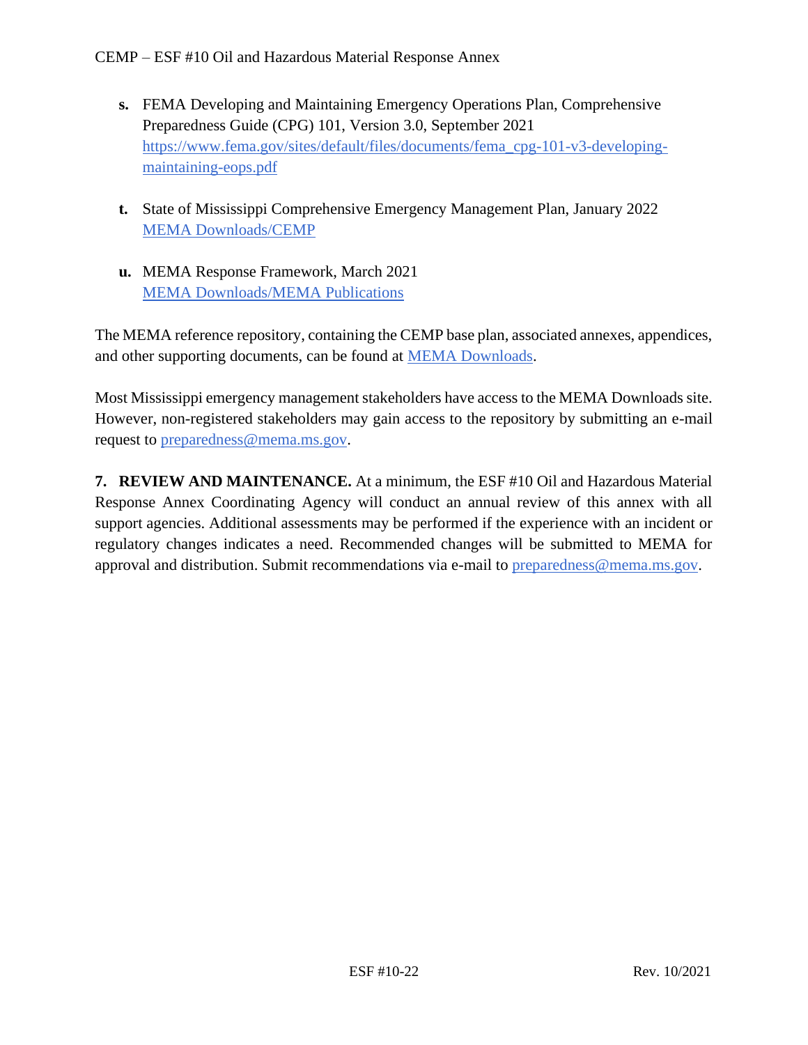**s.** FEMA Developing and Maintaining Emergency Operations Plan, Comprehensive Preparedness Guide (CPG) 101, Version 3.0, September 2021
https://www.fema.gov/sites/default/files/documents/fema_cpg-101-v3-developing-maintaining-eops.pdf

**t.** State of Mississippi Comprehensive Emergency Management Plan, January 2022
MEMA Downloads/CEMP

**u.** MEMA Response Framework, March 2021
MEMA Downloads/MEMA Publications

The MEMA reference repository, containing the CEMP base plan, associated annexes, appendices, and other supporting documents, can be found at MEMA Downloads.

Most Mississippi emergency management stakeholders have access to the MEMA Downloads site. However, non-registered stakeholders may gain access to the repository by submitting an e-mail request to preparedness@mema.ms.gov.

**7. REVIEW AND MAINTENANCE.** At a minimum, the ESF #10 Oil and Hazardous Material Response Annex Coordinating Agency will conduct an annual review of this annex with all support agencies. Additional assessments may be performed if the experience with an incident or regulatory changes indicates a need. Recommended changes will be submitted to MEMA for approval and distribution. Submit recommendations via e-mail to preparedness@mema.ms.gov.